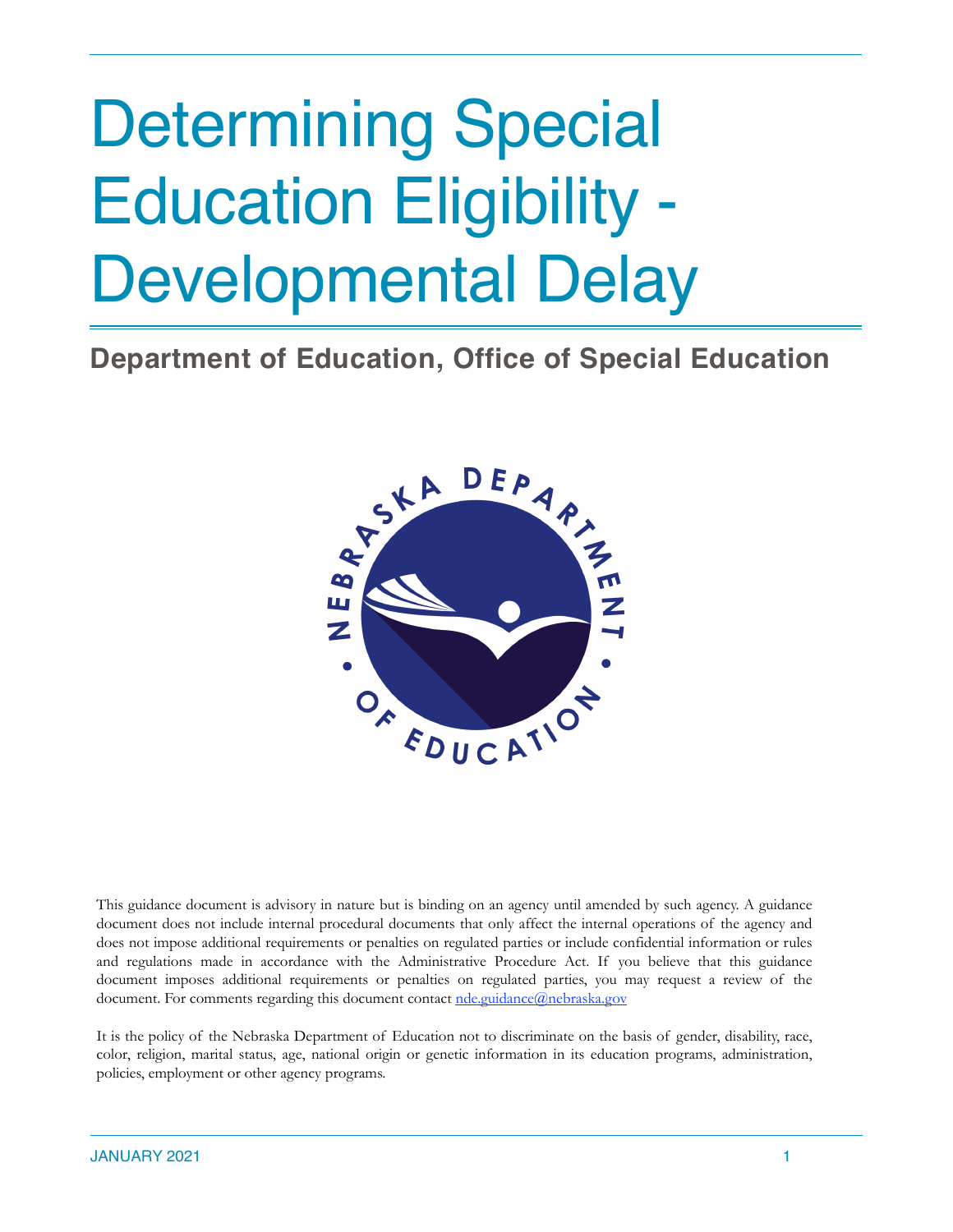# Determining Special Education Eligibility - Developmental Delay

## Department of Education, Office of Special Education

This guidance document is advisory in nature but is binding on an agency until amended by such agency. A guidance document does not include internal procedural documents that only affect the internal operations of the agency and does not impose additional requirements or penalties on regulated parties or include confidential information or rules and regulations made in accordance with the Administrative Procedure Act. If you believe that this guidance document imposes additional requirements or penalties on regulated parties, you may request a review of the document. For comments regarding this document contact nde.guidance@nebraska.gov

It is the policy of the Nebraska Department of Education not to discriminate on the basis of gender, disability, race, color, religion, marital status, age, national origin or genetic information in its education programs, administration, policies, employment or other agency programs.

JANUARY 2021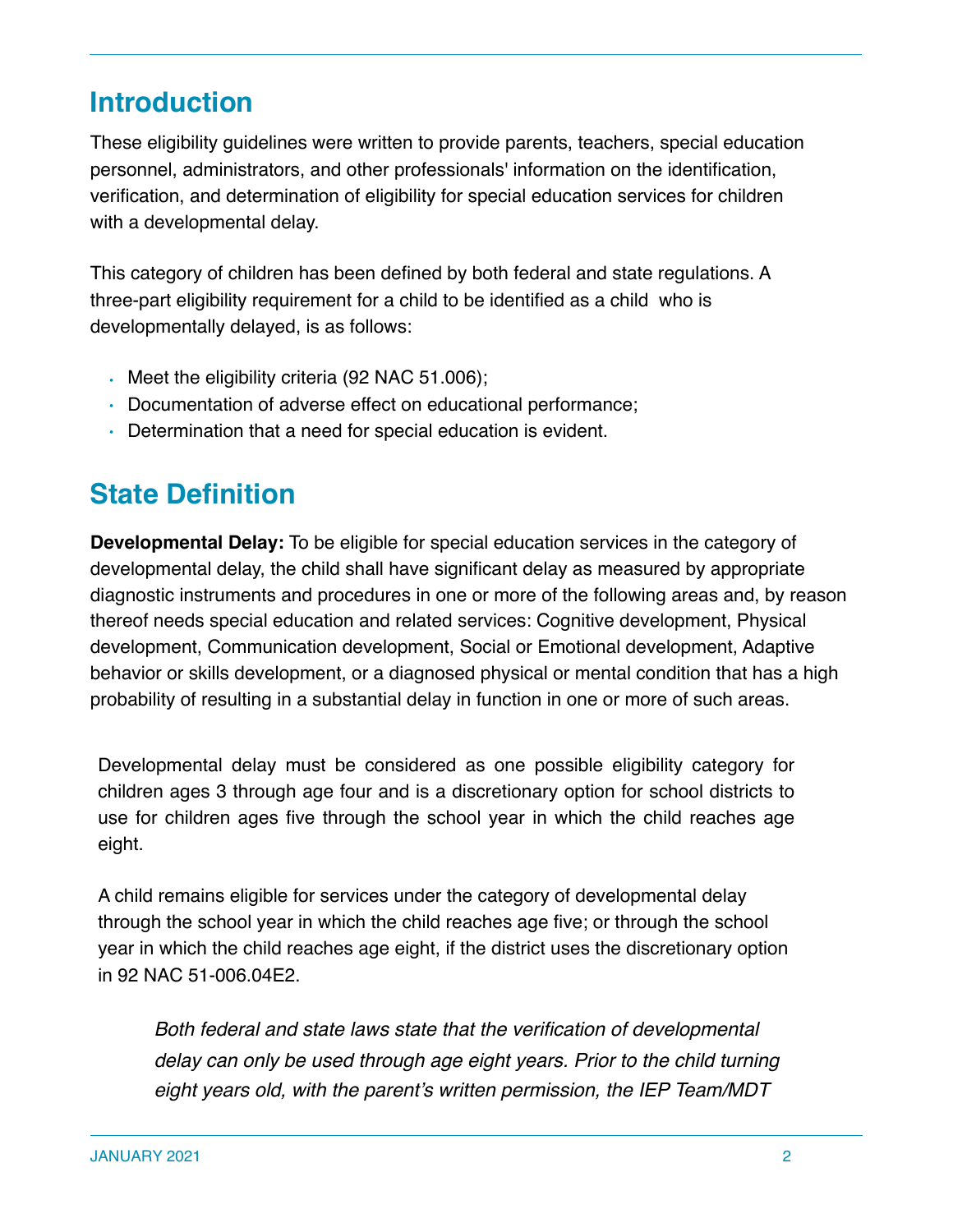## Introduction

These eligibility guidelines were written to provide parents, teachers, special education personnel, administrators, and other professionals' information on the identification, verification, and determination of eligibility for special education services for children with a developmental delay.

This category of children has been defined by both federal and state regulations. A three-part eligibility requirement for a child to be identified as a child who is developmentally delayed, is as follows:

- Meet the eligibility criteria (92 NAC 51.006);
- Documentation of adverse effect on educational performance;
- Determination that a need for special education is evident.

## State Definition

**Developmental Delay:** To be eligible for special education services in the category of developmental delay, the child shall have significant delay as measured by appropriate diagnostic instruments and procedures in one or more of the following areas and, by reason thereof needs special education and related services: Cognitive development, Physical development, Communication development, Social or Emotional development, Adaptive behavior or skills development, or a diagnosed physical or mental condition that has a high probability of resulting in a substantial delay in function in one or more of such areas.

Developmental delay must be considered as one possible eligibility category for children ages 3 through age four and is a discretionary option for school districts to use for children ages five through the school year in which the child reaches age eight.

A child remains eligible for services under the category of developmental delay through the school year in which the child reaches age five; or through the school year in which the child reaches age eight, if the district uses the discretionary option in 92 NAC 51-006.04E2.

*Both federal and state laws state that the verification of developmental delay can only be used through age eight years. Prior to the child turning eight years old, with the parent's written permission, the IEP Team/MDT*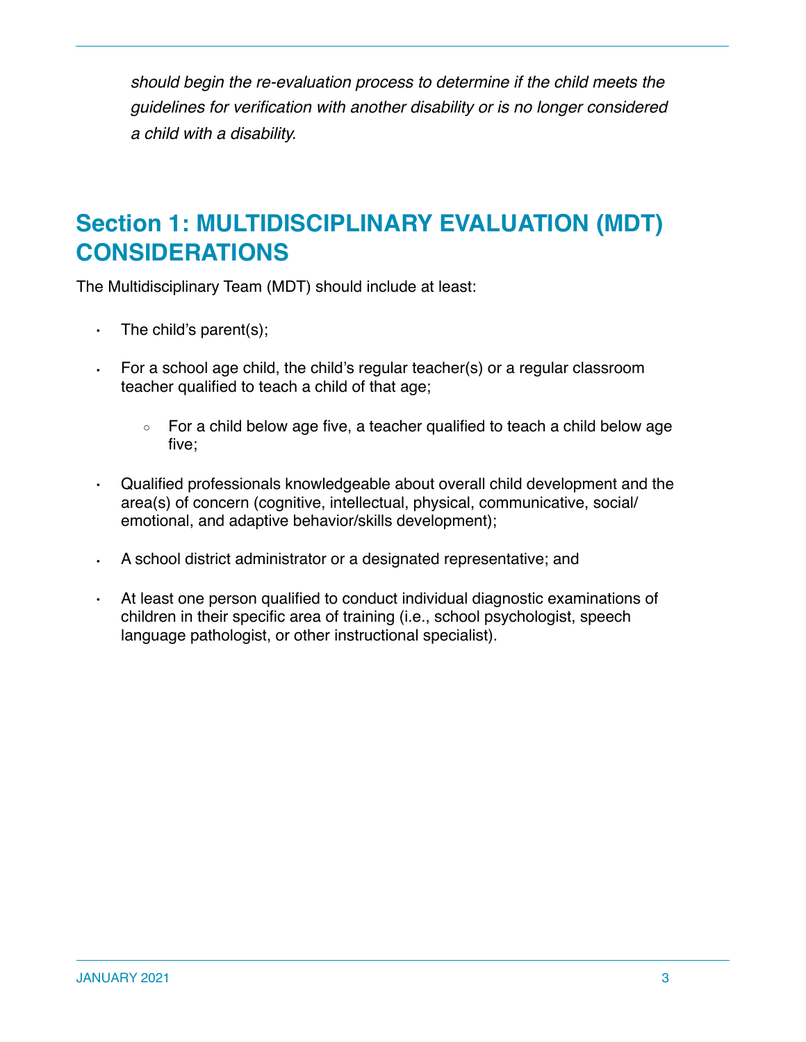*should begin the re-evaluation process to determine if the child meets the guidelines for verification with another disability or is no longer considered a child with a disability.*

## Section 1: MULTIDISCIPLINARY EVALUATION (MDT) CONSIDERATIONS

The Multidisciplinary Team (MDT) should include at least:

- The child's parent(s);
- For a school age child, the child's regular teacher(s) or a regular classroom teacher qualified to teach a child of that age;
    - For a child below age five, a teacher qualified to teach a child below age five;
- Qualified professionals knowledgeable about overall child development and the area(s) of concern (cognitive, intellectual, physical, communicative, social/emotional, and adaptive behavior/skills development);
- A school district administrator or a designated representative; and
- At least one person qualified to conduct individual diagnostic examinations of children in their specific area of training (i.e., school psychologist, speech language pathologist, or other instructional specialist).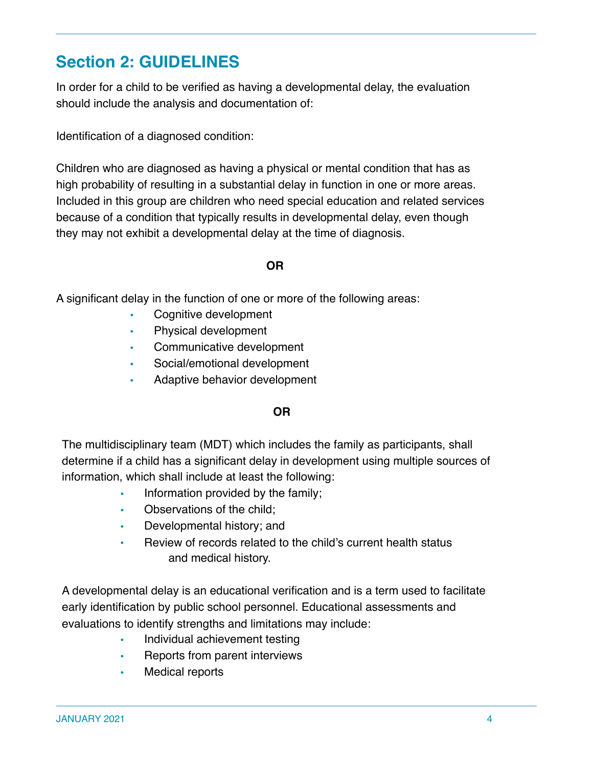## Section 2: GUIDELINES

In order for a child to be verified as having a developmental delay, the evaluation should include the analysis and documentation of:

Identification of a diagnosed condition:

Children who are diagnosed as having a physical or mental condition that has as high probability of resulting in a substantial delay in function in one or more areas. Included in this group are children who need special education and related services because of a condition that typically results in developmental delay, even though they may not exhibit a developmental delay at the time of diagnosis.

**OR**

A significant delay in the function of one or more of the following areas:

- Cognitive development
- Physical development
- Communicative development
- Social/emotional development
- Adaptive behavior development

**OR**

The multidisciplinary team (MDT) which includes the family as participants, shall determine if a child has a significant delay in development using multiple sources of information, which shall include at least the following:

- Information provided by the family;
- Observations of the child;
- Developmental history; and
- Review of records related to the child's current health status and medical history.

A developmental delay is an educational verification and is a term used to facilitate early identification by public school personnel. Educational assessments and evaluations to identify strengths and limitations may include:

- Individual achievement testing
- Reports from parent interviews
- Medical reports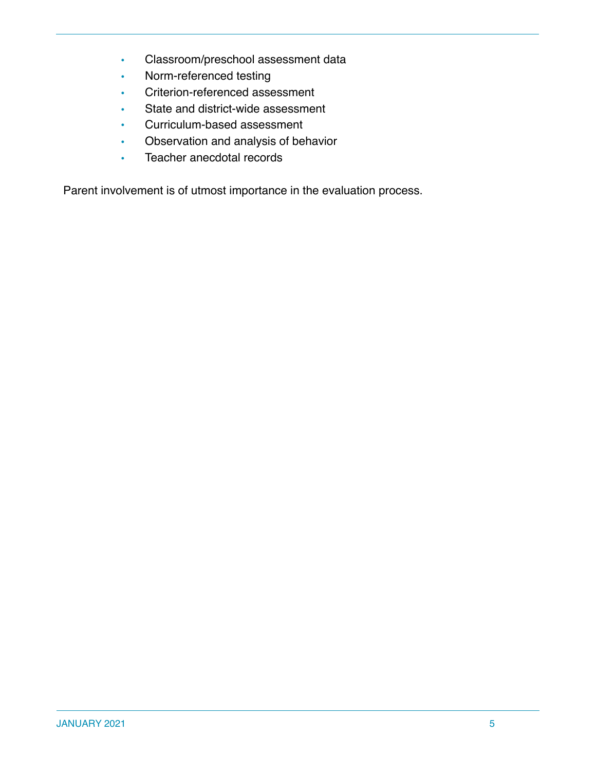- Classroom/preschool assessment data
- Norm-referenced testing
- Criterion-referenced assessment
- State and district-wide assessment
- Curriculum-based assessment
- Observation and analysis of behavior
- Teacher anecdotal records

Parent involvement is of utmost importance in the evaluation process.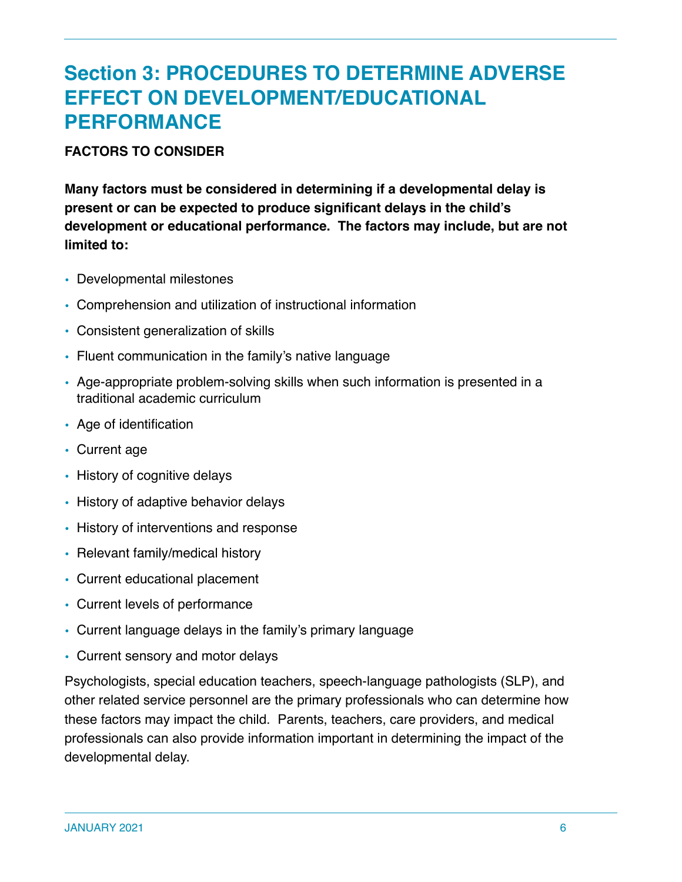## Section 3: PROCEDURES TO DETERMINE ADVERSE EFFECT ON DEVELOPMENT/EDUCATIONAL PERFORMANCE

**FACTORS TO CONSIDER**

**Many factors must be considered in determining if a developmental delay is present or can be expected to produce significant delays in the child's development or educational performance. The factors may include, but are not limited to:**

- Developmental milestones
- Comprehension and utilization of instructional information
- Consistent generalization of skills
- Fluent communication in the family's native language
- Age-appropriate problem-solving skills when such information is presented in a traditional academic curriculum
- Age of identification
- Current age
- History of cognitive delays
- History of adaptive behavior delays
- History of interventions and response
- Relevant family/medical history
- Current educational placement
- Current levels of performance
- Current language delays in the family's primary language
- Current sensory and motor delays

Psychologists, special education teachers, speech-language pathologists (SLP), and other related service personnel are the primary professionals who can determine how these factors may impact the child. Parents, teachers, care providers, and medical professionals can also provide information important in determining the impact of the developmental delay.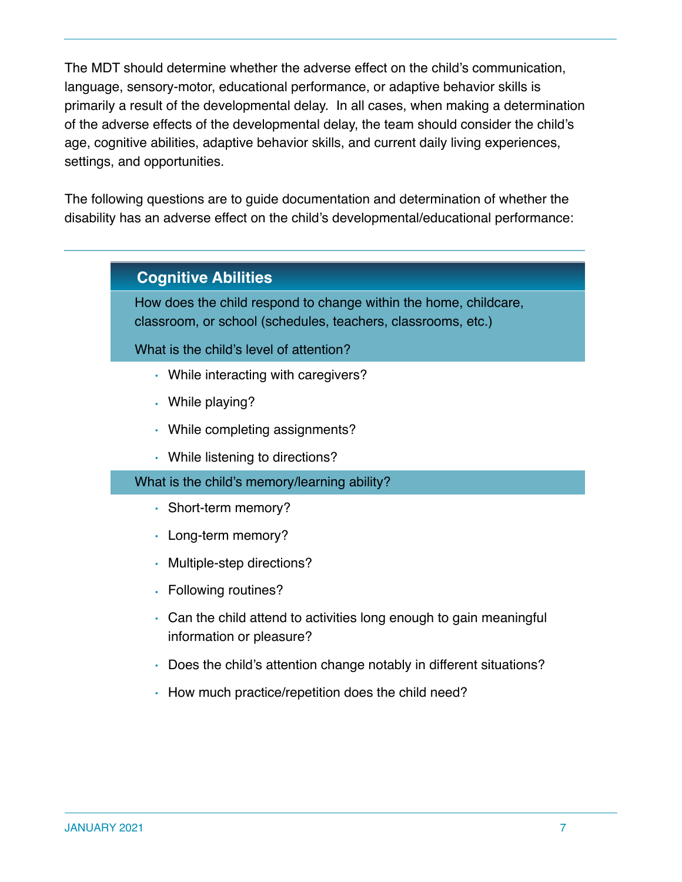The MDT should determine whether the adverse effect on the child's communication, language, sensory-motor, educational performance, or adaptive behavior skills is primarily a result of the developmental delay. In all cases, when making a determination of the adverse effects of the developmental delay, the team should consider the child's age, cognitive abilities, adaptive behavior skills, and current daily living experiences, settings, and opportunities.

The following questions are to guide documentation and determination of whether the disability has an adverse effect on the child's developmental/educational performance:

## Cognitive Abilities

How does the child respond to change within the home, childcare, classroom, or school (schedules, teachers, classrooms, etc.)

What is the child's level of attention?

- While interacting with caregivers?
- While playing?
- While completing assignments?
- While listening to directions?

What is the child's memory/learning ability?

- Short-term memory?
- Long-term memory?
- Multiple-step directions?
- Following routines?
- Can the child attend to activities long enough to gain meaningful information or pleasure?
- Does the child's attention change notably in different situations?
- How much practice/repetition does the child need?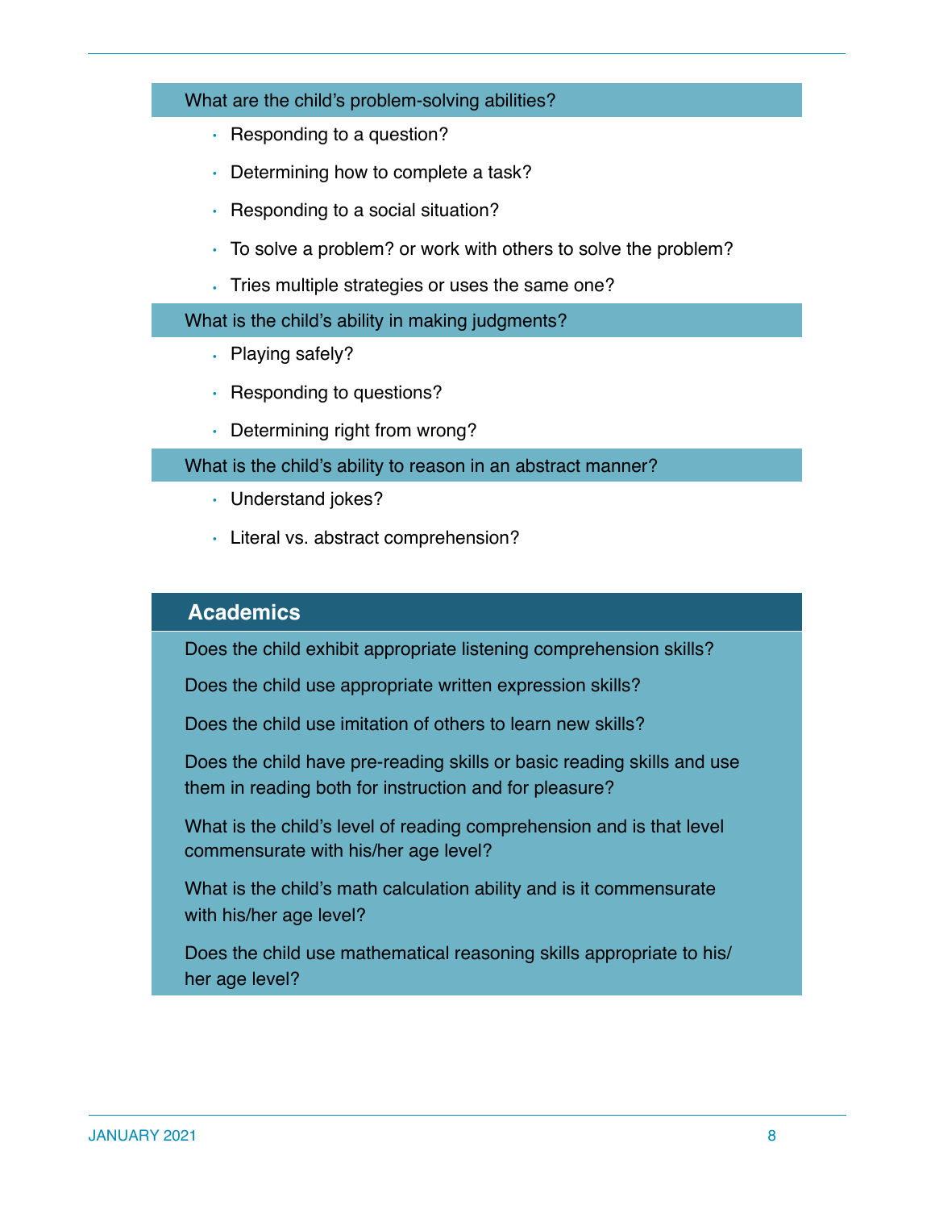What are the child's problem-solving abilities?

- Responding to a question?
- Determining how to complete a task?
- Responding to a social situation?
- To solve a problem? or work with others to solve the problem?
- Tries multiple strategies or uses the same one?

What is the child's ability in making judgments?

- Playing safely?
- Responding to questions?
- Determining right from wrong?

What is the child's ability to reason in an abstract manner?

- Understand jokes?
- Literal vs. abstract comprehension?

## Academics

Does the child exhibit appropriate listening comprehension skills?

Does the child use appropriate written expression skills?

Does the child use imitation of others to learn new skills?

Does the child have pre-reading skills or basic reading skills and use them in reading both for instruction and for pleasure?

What is the child's level of reading comprehension and is that level commensurate with his/her age level?

What is the child's math calculation ability and is it commensurate with his/her age level?

Does the child use mathematical reasoning skills appropriate to his/her age level?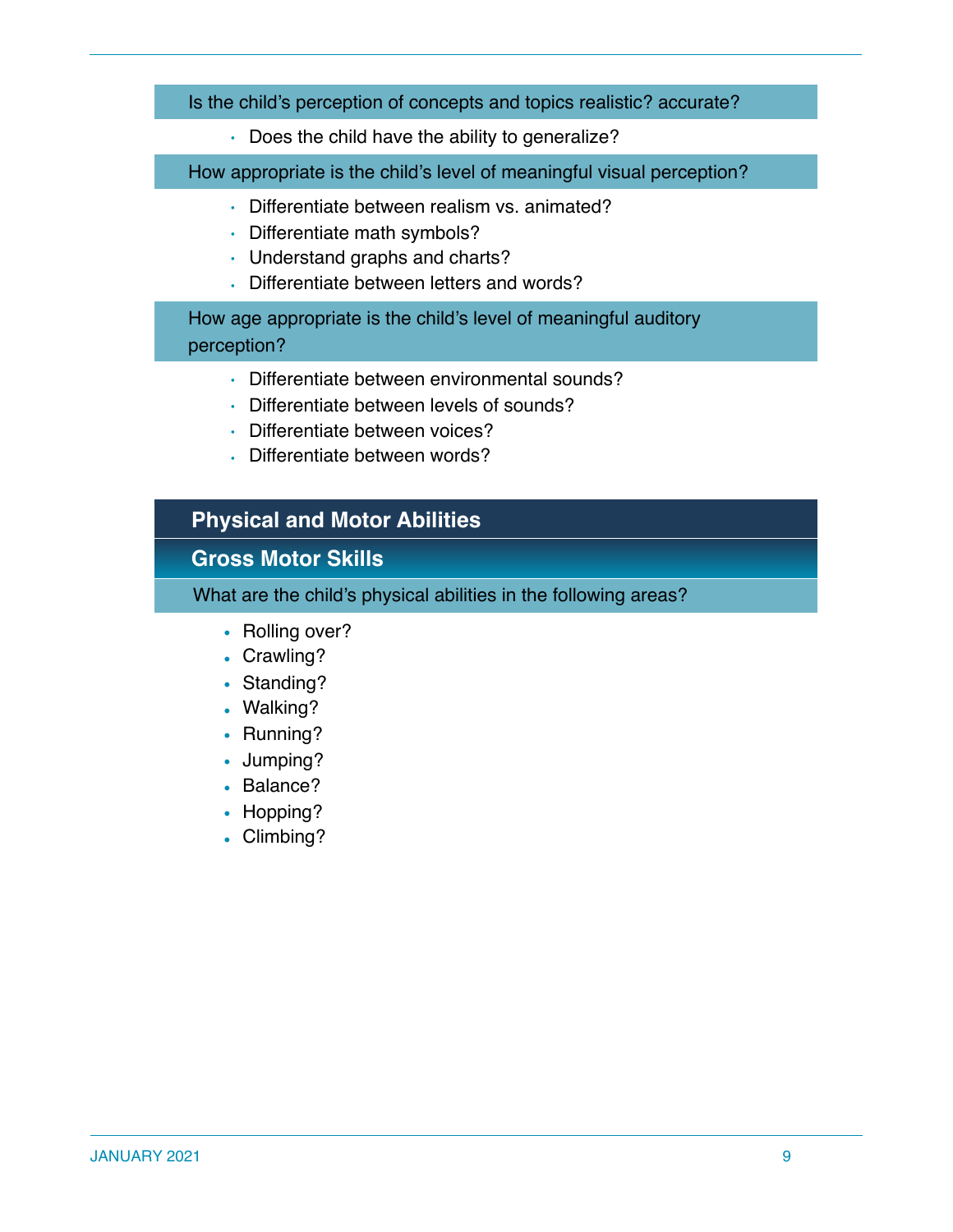Is the child's perception of concepts and topics realistic? accurate?

- Does the child have the ability to generalize?

How appropriate is the child's level of meaningful visual perception?

- Differentiate between realism vs. animated?
- Differentiate math symbols?
- Understand graphs and charts?
- Differentiate between letters and words?

How age appropriate is the child's level of meaningful auditory perception?

- Differentiate between environmental sounds?
- Differentiate between levels of sounds?
- Differentiate between voices?
- Differentiate between words?

## Physical and Motor Abilities

### Gross Motor Skills

What are the child's physical abilities in the following areas?

- Rolling over?
- Crawling?
- Standing?
- Walking?
- Running?
- Jumping?
- Balance?
- Hopping?
- Climbing?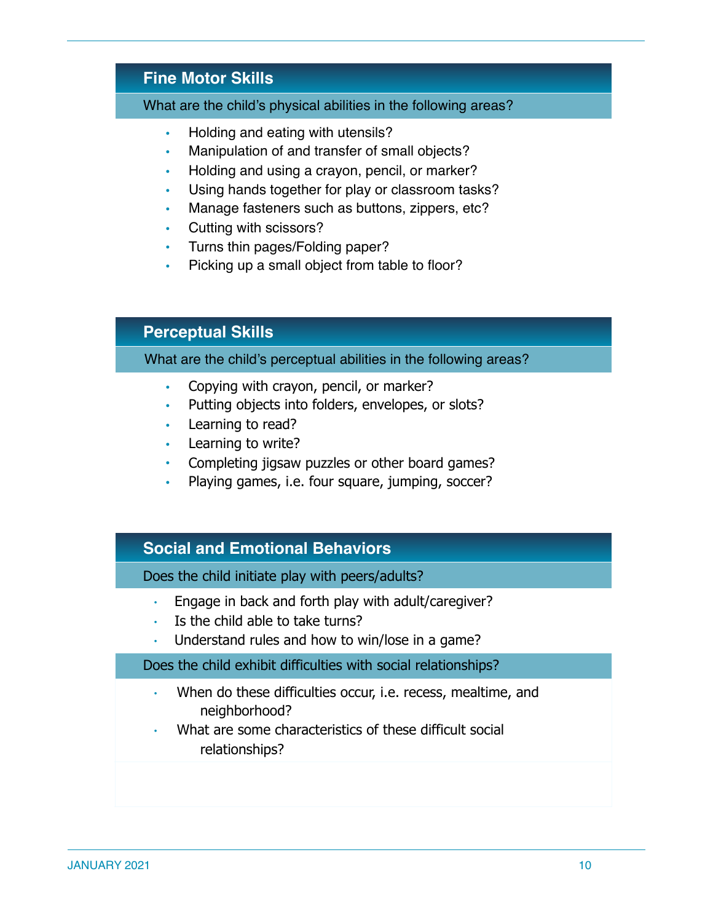## Fine Motor Skills

What are the child's physical abilities in the following areas?

- Holding and eating with utensils?
- Manipulation of and transfer of small objects?
- Holding and using a crayon, pencil, or marker?
- Using hands together for play or classroom tasks?
- Manage fasteners such as buttons, zippers, etc?
- Cutting with scissors?
- Turns thin pages/Folding paper?
- Picking up a small object from table to floor?

## Perceptual Skills

What are the child's perceptual abilities in the following areas?

- Copying with crayon, pencil, or marker?
- Putting objects into folders, envelopes, or slots?
- Learning to read?
- Learning to write?
- Completing jigsaw puzzles or other board games?
- Playing games, i.e. four square, jumping, soccer?

## Social and Emotional Behaviors

Does the child initiate play with peers/adults?

- Engage in back and forth play with adult/caregiver?
- Is the child able to take turns?
- Understand rules and how to win/lose in a game?

Does the child exhibit difficulties with social relationships?

- When do these difficulties occur, i.e. recess, mealtime, and neighborhood?
- What are some characteristics of these difficult social relationships?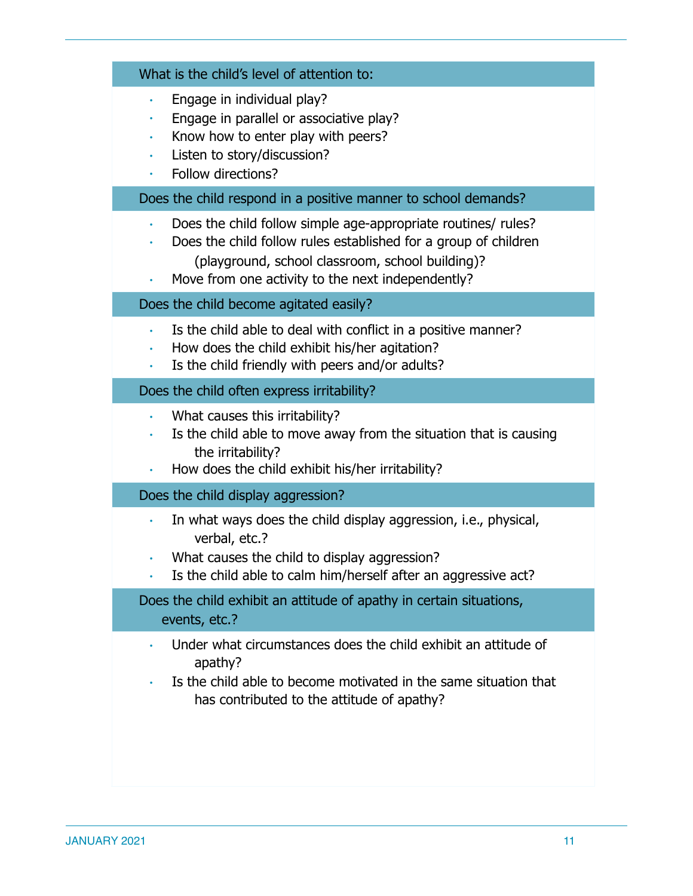**What is the child's level of attention to:**

- Engage in individual play?
- Engage in parallel or associative play?
- Know how to enter play with peers?
- Listen to story/discussion?
- Follow directions?

**Does the child respond in a positive manner to school demands?**

- Does the child follow simple age-appropriate routines/ rules?
- Does the child follow rules established for a group of children (playground, school classroom, school building)?
- Move from one activity to the next independently?

**Does the child become agitated easily?**

- Is the child able to deal with conflict in a positive manner?
- How does the child exhibit his/her agitation?
- Is the child friendly with peers and/or adults?

**Does the child often express irritability?**

- What causes this irritability?
- Is the child able to move away from the situation that is causing the irritability?
- How does the child exhibit his/her irritability?

**Does the child display aggression?**

- In what ways does the child display aggression, i.e., physical, verbal, etc.?
- What causes the child to display aggression?
- Is the child able to calm him/herself after an aggressive act?

**Does the child exhibit an attitude of apathy in certain situations, events, etc.?**

- Under what circumstances does the child exhibit an attitude of apathy?
- Is the child able to become motivated in the same situation that has contributed to the attitude of apathy?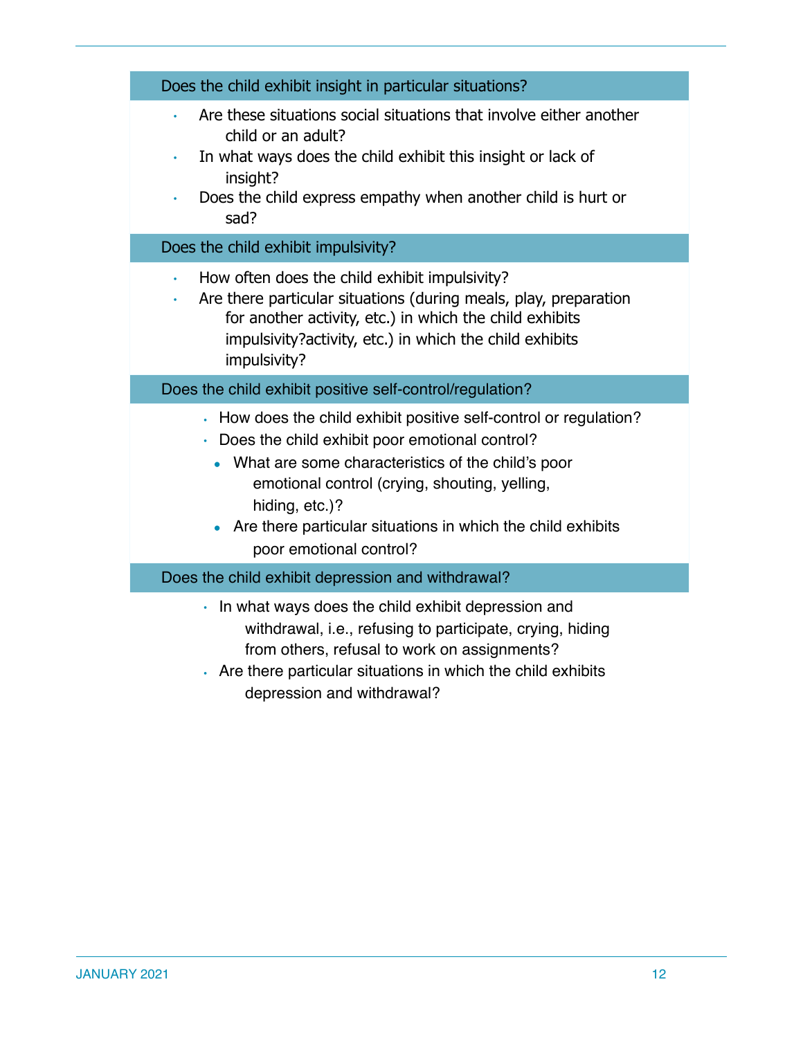### Does the child exhibit insight in particular situations?

- Are these situations social situations that involve either another child or an adult?
- In what ways does the child exhibit this insight or lack of insight?
- Does the child express empathy when another child is hurt or sad?

### Does the child exhibit impulsivity?

- How often does the child exhibit impulsivity?
- Are there particular situations (during meals, play, preparation for another activity, etc.) in which the child exhibits impulsivity?activity, etc.) in which the child exhibits impulsivity?

### Does the child exhibit positive self-control/regulation?

- How does the child exhibit positive self-control or regulation?
- Does the child exhibit poor emotional control?
  - What are some characteristics of the child's poor emotional control (crying, shouting, yelling, hiding, etc.)?
  - Are there particular situations in which the child exhibits poor emotional control?

### Does the child exhibit depression and withdrawal?

- In what ways does the child exhibit depression and withdrawal, i.e., refusing to participate, crying, hiding from others, refusal to work on assignments?
- Are there particular situations in which the child exhibits depression and withdrawal?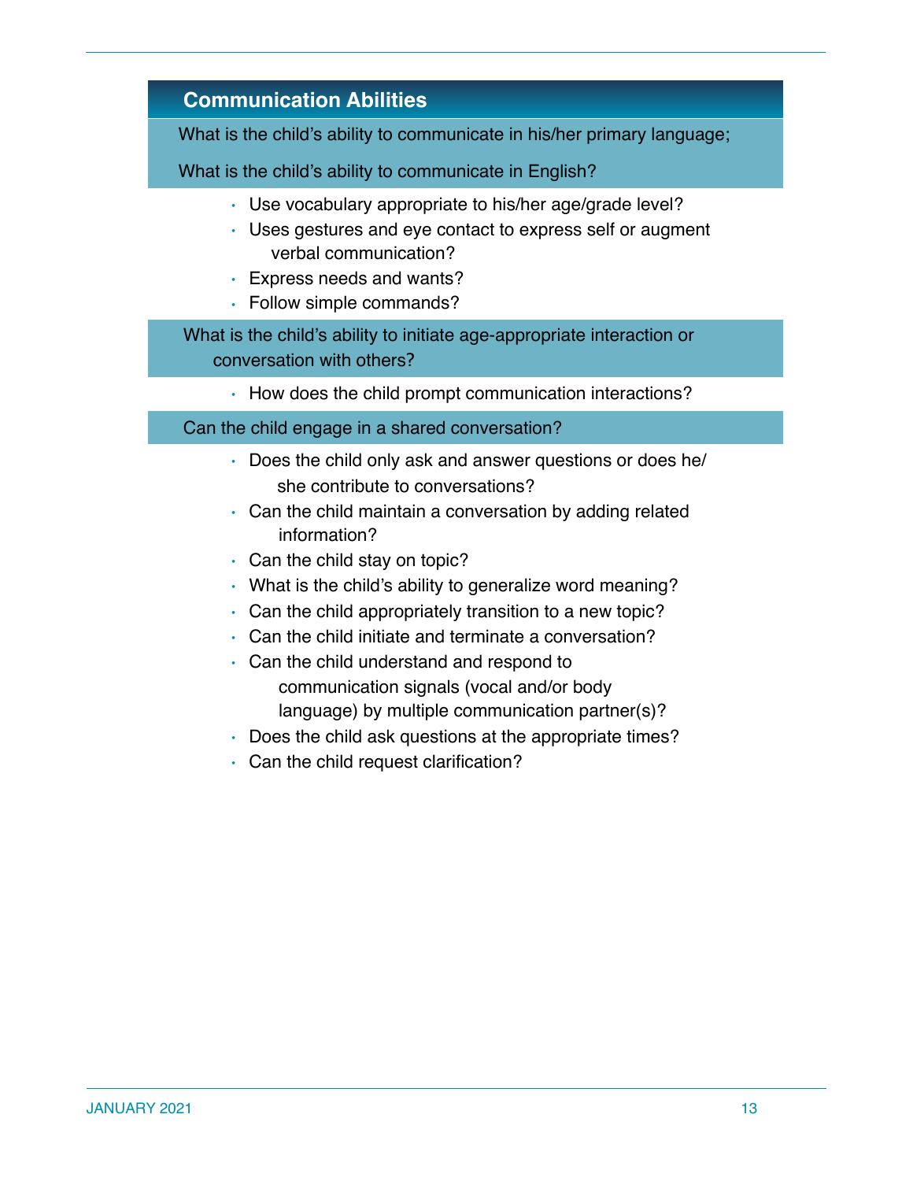## Communication Abilities

What is the child's ability to communicate in his/her primary language;

What is the child's ability to communicate in English?

- Use vocabulary appropriate to his/her age/grade level?
- Uses gestures and eye contact to express self or augment verbal communication?
- Express needs and wants?
- Follow simple commands?

What is the child's ability to initiate age-appropriate interaction or conversation with others?

- How does the child prompt communication interactions?

Can the child engage in a shared conversation?

- Does the child only ask and answer questions or does he/she contribute to conversations?
- Can the child maintain a conversation by adding related information?
- Can the child stay on topic?
- What is the child's ability to generalize word meaning?
- Can the child appropriately transition to a new topic?
- Can the child initiate and terminate a conversation?
- Can the child understand and respond to communication signals (vocal and/or body language) by multiple communication partner(s)?
- Does the child ask questions at the appropriate times?
- Can the child request clarification?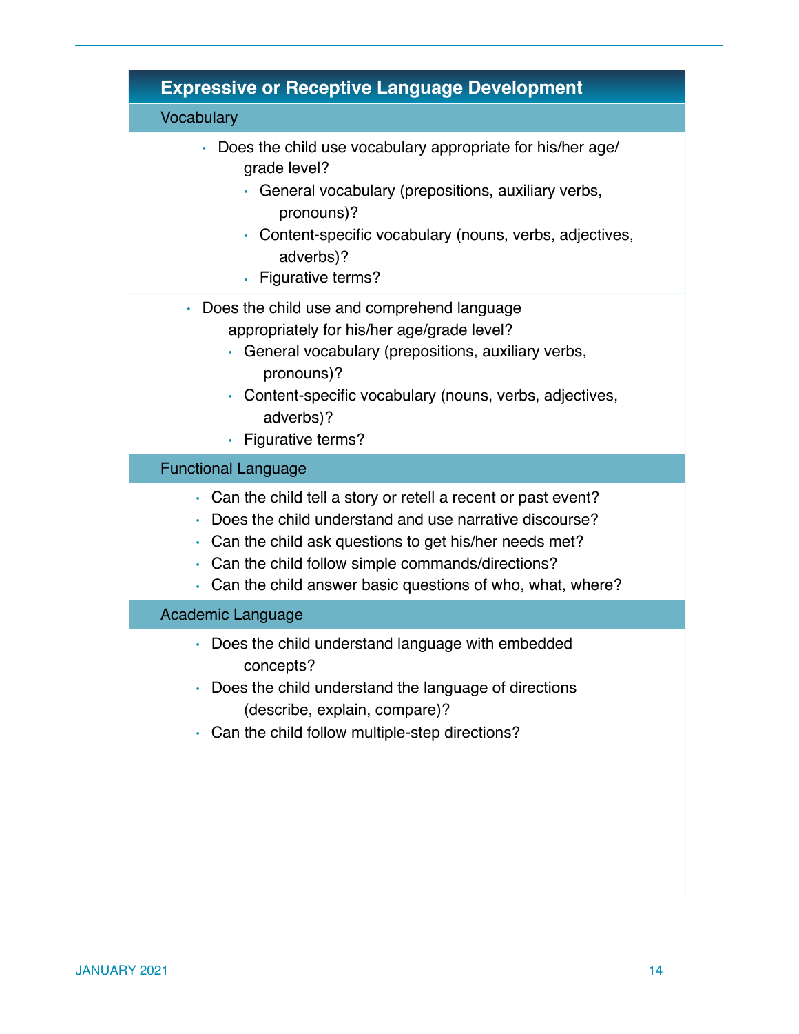## Expressive or Receptive Language Development

### Vocabulary

- Does the child use vocabulary appropriate for his/her age/grade level?
  - General vocabulary (prepositions, auxiliary verbs, pronouns)?
  - Content-specific vocabulary (nouns, verbs, adjectives, adverbs)?
  - Figurative terms?

- Does the child use and comprehend language appropriately for his/her age/grade level?
  - General vocabulary (prepositions, auxiliary verbs, pronouns)?
  - Content-specific vocabulary (nouns, verbs, adjectives, adverbs)?
  - Figurative terms?

### Functional Language

- Can the child tell a story or retell a recent or past event?
- Does the child understand and use narrative discourse?
- Can the child ask questions to get his/her needs met?
- Can the child follow simple commands/directions?
- Can the child answer basic questions of who, what, where?

### Academic Language

- Does the child understand language with embedded concepts?
- Does the child understand the language of directions (describe, explain, compare)?
- Can the child follow multiple-step directions?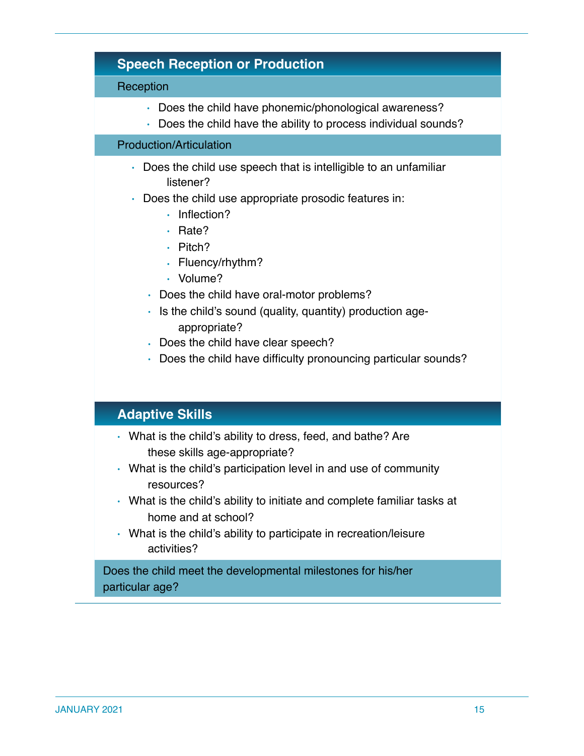## Speech Reception or Production

### Reception

- Does the child have phonemic/phonological awareness?
- Does the child have the ability to process individual sounds?

### Production/Articulation

- Does the child use speech that is intelligible to an unfamiliar listener?
- Does the child use appropriate prosodic features in:
  - Inflection?
  - Rate?
  - Pitch?
  - Fluency/rhythm?
  - Volume?
- Does the child have oral-motor problems?
- Is the child's sound (quality, quantity) production age-appropriate?
- Does the child have clear speech?
- Does the child have difficulty pronouncing particular sounds?

## Adaptive Skills

- What is the child's ability to dress, feed, and bathe? Are these skills age-appropriate?
- What is the child's participation level in and use of community resources?
- What is the child's ability to initiate and complete familiar tasks at home and at school?
- What is the child's ability to participate in recreation/leisure activities?

Does the child meet the developmental milestones for his/her particular age?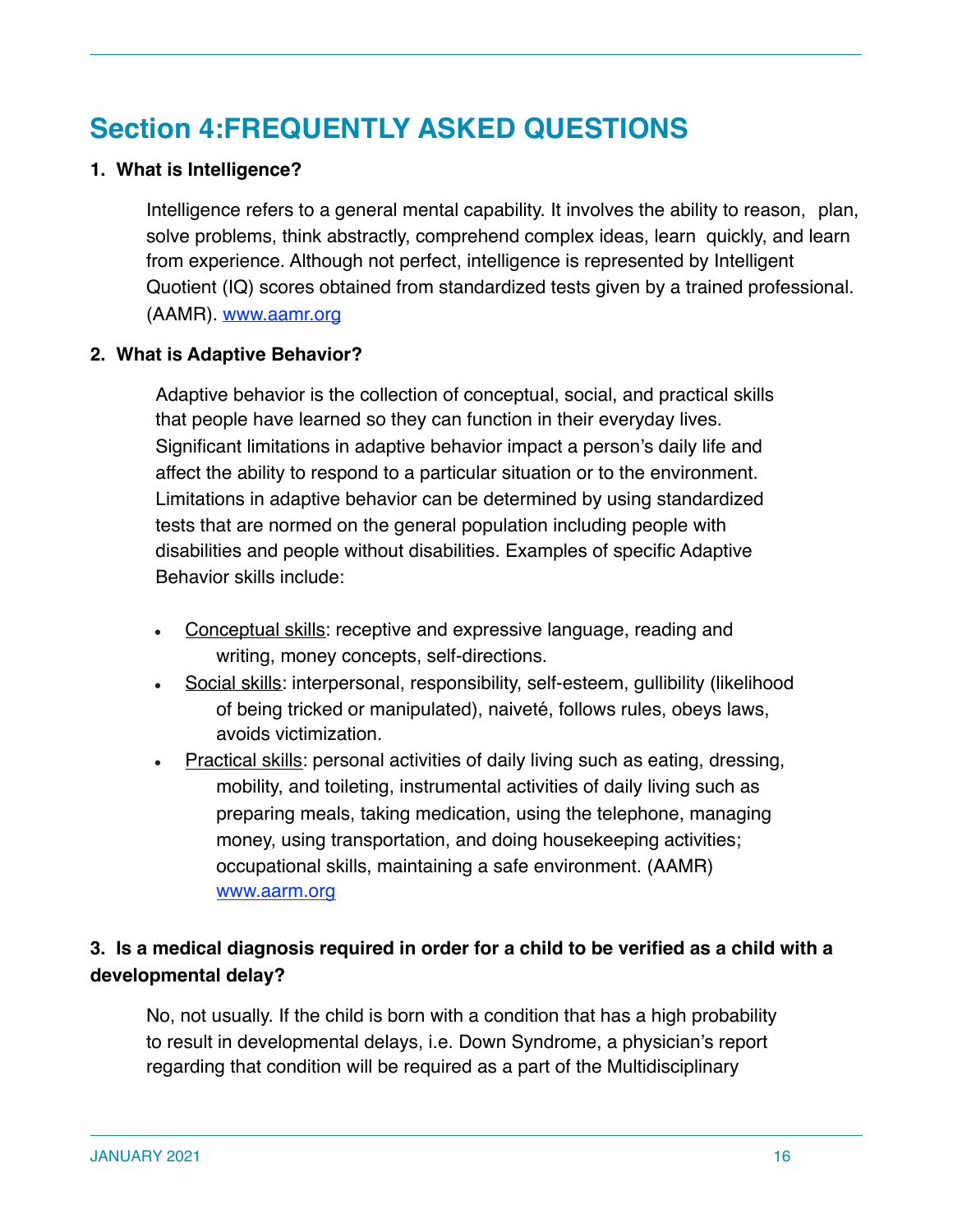## Section 4:FREQUENTLY ASKED QUESTIONS

**1. What is Intelligence?**

Intelligence refers to a general mental capability. It involves the ability to reason, plan, solve problems, think abstractly, comprehend complex ideas, learn quickly, and learn from experience. Although not perfect, intelligence is represented by Intelligent Quotient (IQ) scores obtained from standardized tests given by a trained professional. (AAMR). [www.aamr.org](http://www.aamr.org)

**2. What is Adaptive Behavior?**

Adaptive behavior is the collection of conceptual, social, and practical skills that people have learned so they can function in their everyday lives. Significant limitations in adaptive behavior impact a person's daily life and affect the ability to respond to a particular situation or to the environment. Limitations in adaptive behavior can be determined by using standardized tests that are normed on the general population including people with disabilities and people without disabilities. Examples of specific Adaptive Behavior skills include:

- Conceptual skills: receptive and expressive language, reading and writing, money concepts, self-directions.
- Social skills: interpersonal, responsibility, self-esteem, gullibility (likelihood of being tricked or manipulated), naiveté, follows rules, obeys laws, avoids victimization.
- Practical skills: personal activities of daily living such as eating, dressing, mobility, and toileting, instrumental activities of daily living such as preparing meals, taking medication, using the telephone, managing money, using transportation, and doing housekeeping activities; occupational skills, maintaining a safe environment. (AAMR) [www.aarm.org](http://www.aarm.org)

**3. Is a medical diagnosis required in order for a child to be verified as a child with a developmental delay?**

No, not usually. If the child is born with a condition that has a high probability to result in developmental delays, i.e. Down Syndrome, a physician's report regarding that condition will be required as a part of the Multidisciplinary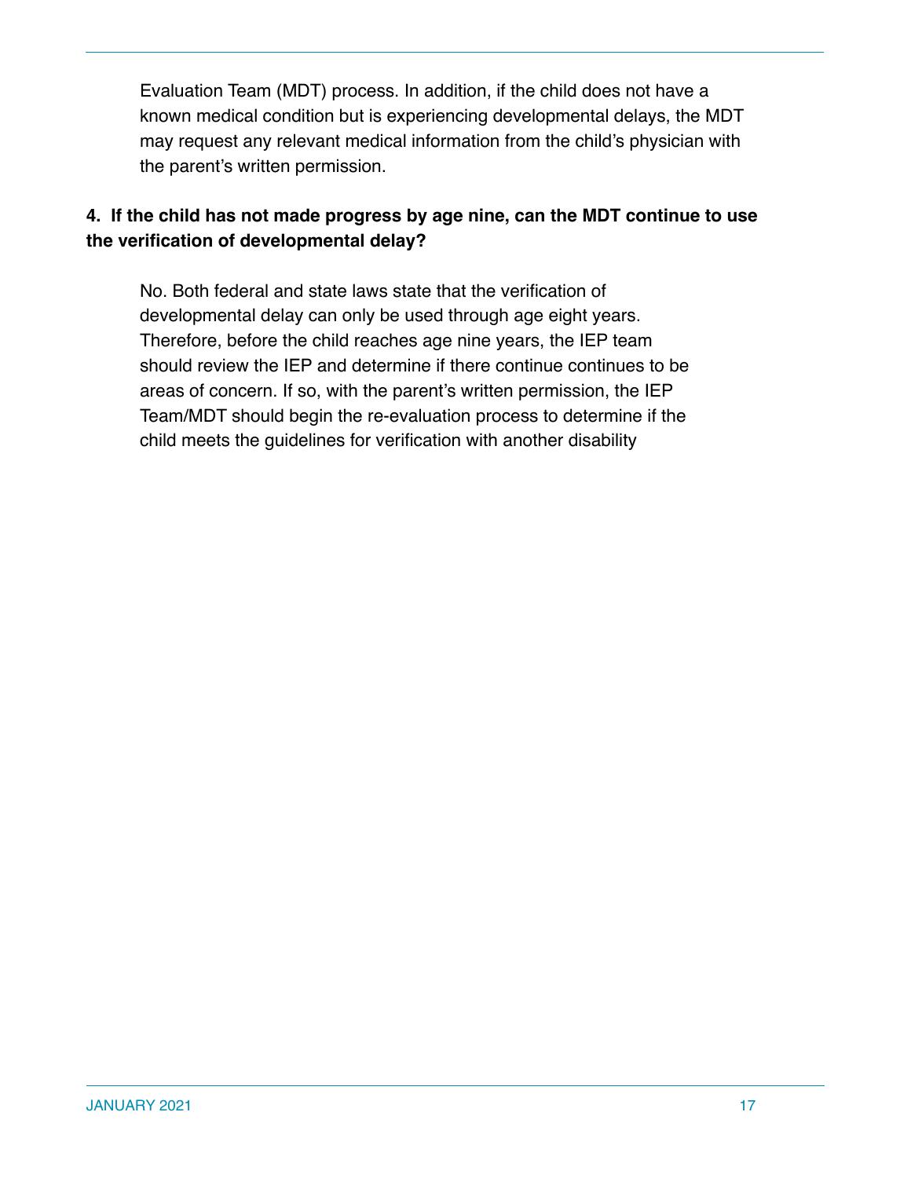Evaluation Team (MDT) process. In addition, if the child does not have a known medical condition but is experiencing developmental delays, the MDT may request any relevant medical information from the child's physician with the parent's written permission.

**4. If the child has not made progress by age nine, can the MDT continue to use the verification of developmental delay?**

No. Both federal and state laws state that the verification of developmental delay can only be used through age eight years. Therefore, before the child reaches age nine years, the IEP team should review the IEP and determine if there continue continues to be areas of concern. If so, with the parent's written permission, the IEP Team/MDT should begin the re-evaluation process to determine if the child meets the guidelines for verification with another disability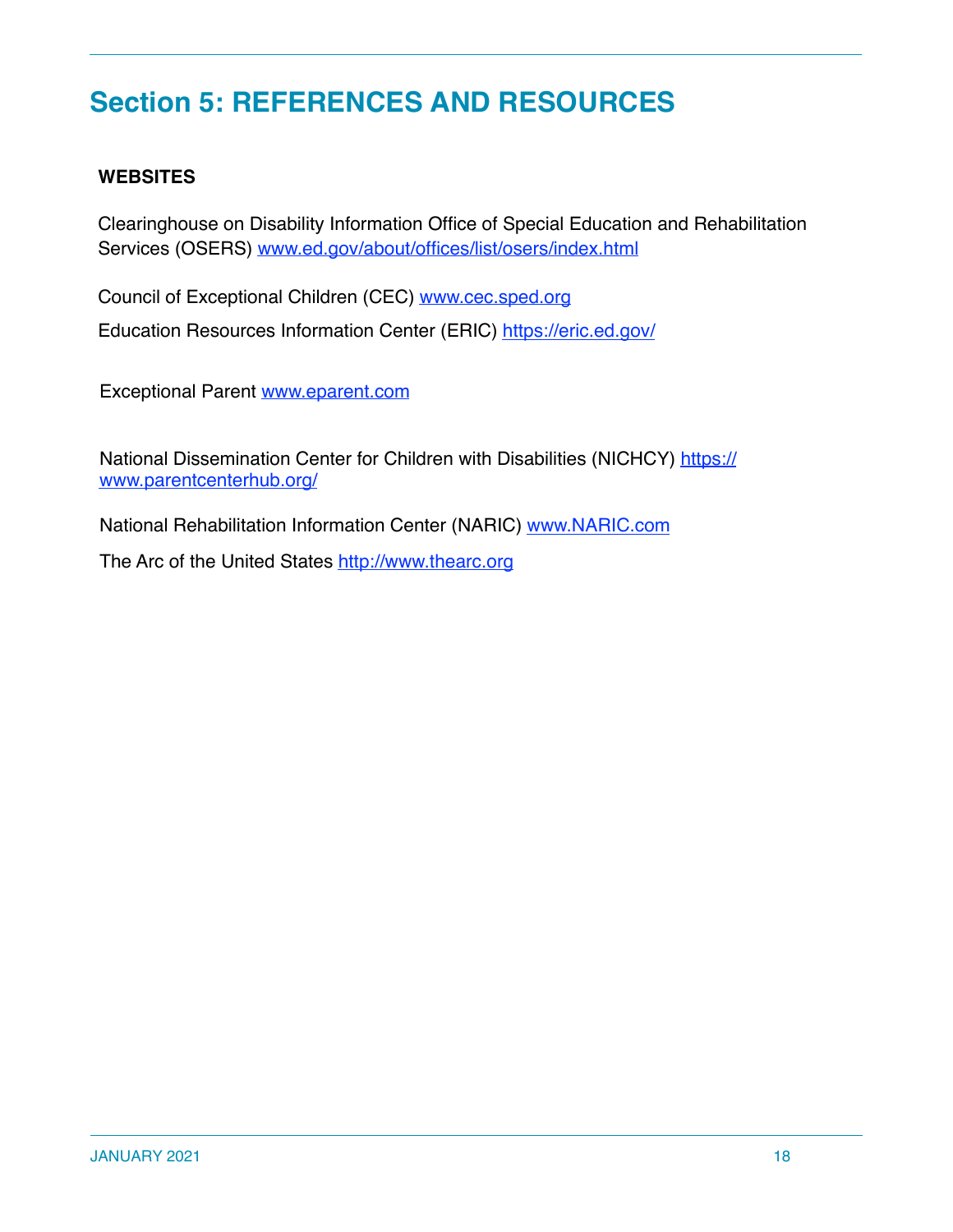# Section 5: REFERENCES AND RESOURCES

**WEBSITES**

Clearinghouse on Disability Information Office of Special Education and Rehabilitation Services (OSERS) www.ed.gov/about/offices/list/osers/index.html

Council of Exceptional Children (CEC) www.cec.sped.org

Education Resources Information Center (ERIC) https://eric.ed.gov/

Exceptional Parent www.eparent.com

National Dissemination Center for Children with Disabilities (NICHCY) https://www.parentcenterhub.org/

National Rehabilitation Information Center (NARIC) www.NARIC.com

The Arc of the United States http://www.thearc.org